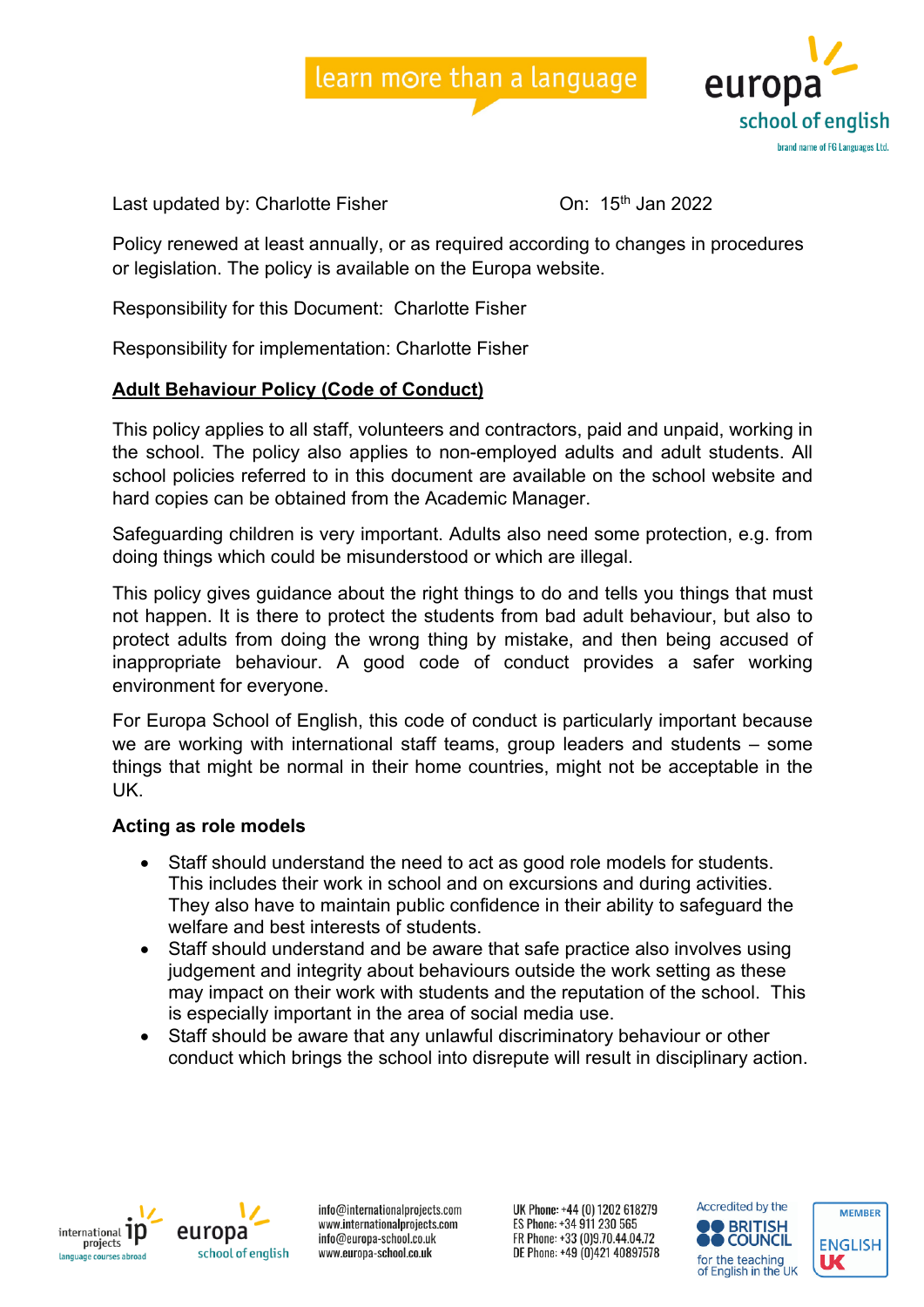Last updated by: Charlotte Fisher On: 15th Jan 2022

Policy renewed at least annually, or as required according to changes in procedures or legislation. The policy is available on the Europa website.

Responsibility for this Document: Charlotte Fisher

Responsibility for implementation: Charlotte Fisher

## Adult Behaviour Policy (Code of Conduct)

This policy applies to all staff, volunteers and contractors, paid and unpaid, working in the school. The policy also applies to non-employed adults and adult students. All school policies referred to in this document are available on the school website and hard copies can be obtained from the Academic Manager.

Safeguarding children is very important. Adults also need some protection, e.g. from doing things which could be misunderstood or which are illegal.

This policy gives guidance about the right things to do and tells you things that must not happen. It is there to protect the students from bad adult behaviour, but also to protect adults from doing the wrong thing by mistake, and then being accused of inappropriate behaviour. A good code of conduct provides a safer working environment for everyone.

For Europa School of English, this code of conduct is particularly important because we are working with international staff teams, group leaders and students – some things that might be normal in their home countries, might not be acceptable in the UK.

### Acting as role models

- Staff should understand the need to act as good role models for students. This includes their work in school and on excursions and during activities. They also have to maintain public confidence in their ability to safeguard the welfare and best interests of students.
- Staff should understand and be aware that safe practice also involves using judgement and integrity about behaviours outside the work setting as these may impact on their work with students and the reputation of the school. This is especially important in the area of social media use.
- Staff should be aware that any unlawful discriminatory behaviour or other conduct which brings the school into disrepute will result in disciplinary action.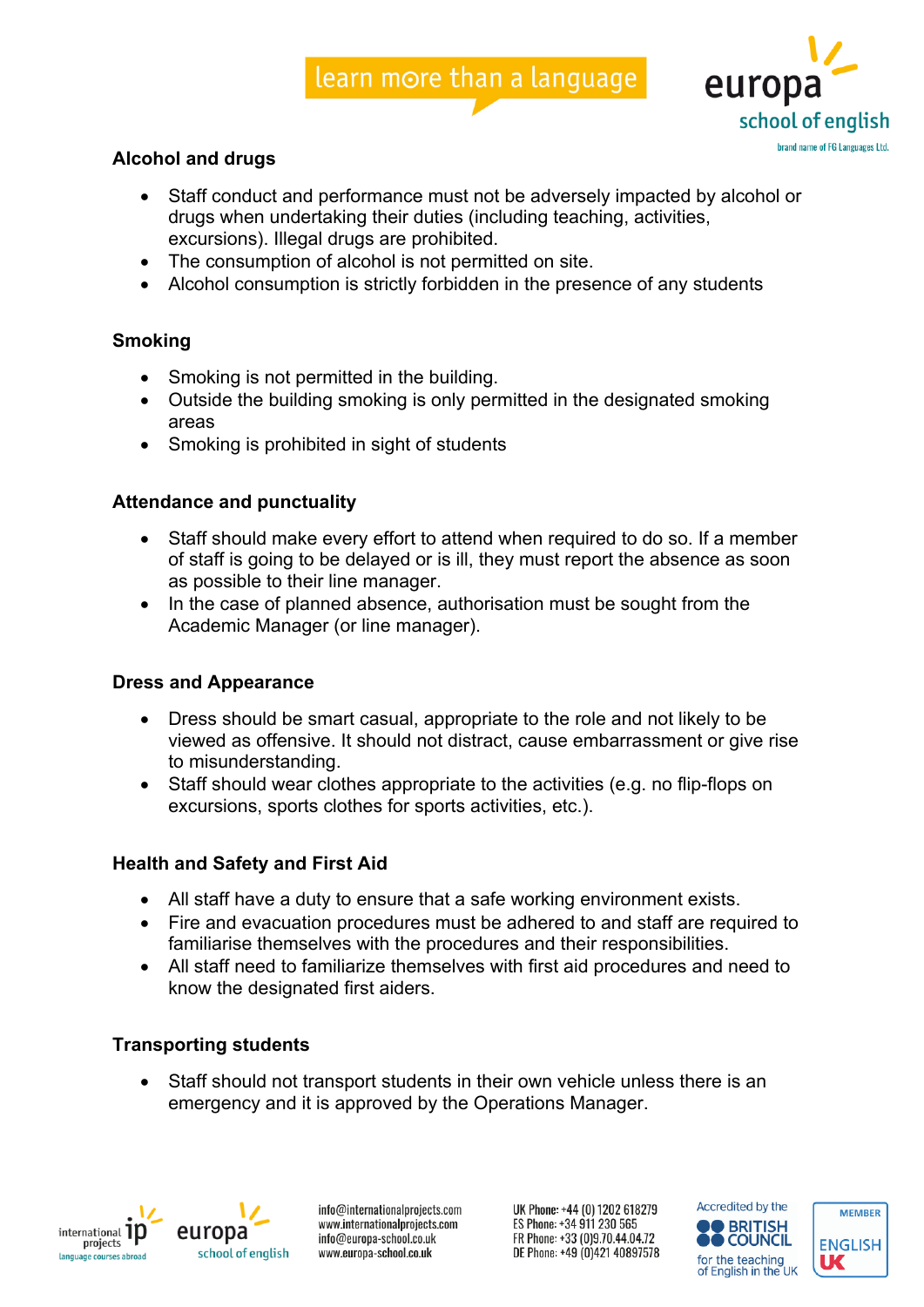## Alcohol and drugs

- Staff conduct and performance must not be adversely impacted by alcohol or drugs when undertaking their duties (including teaching, activities, excursions). Illegal drugs are prohibited.
- The consumption of alcohol is not permitted on site.
- Alcohol consumption is strictly forbidden in the presence of any students

## Smoking

- Smoking is not permitted in the building.
- Outside the building smoking is only permitted in the designated smoking areas
- Smoking is prohibited in sight of students

## Attendance and punctuality

- Staff should make every effort to attend when required to do so. If a member of staff is going to be delayed or is ill, they must report the absence as soon as possible to their line manager.
- In the case of planned absence, authorisation must be sought from the Academic Manager (or line manager).

## Dress and Appearance

- Dress should be smart casual, appropriate to the role and not likely to be viewed as offensive. It should not distract, cause embarrassment or give rise to misunderstanding.
- Staff should wear clothes appropriate to the activities (e.g. no flip-flops on excursions, sports clothes for sports activities, etc.).

## Health and Safety and First Aid

- All staff have a duty to ensure that a safe working environment exists.
- Fire and evacuation procedures must be adhered to and staff are required to familiarise themselves with the procedures and their responsibilities.
- All staff need to familiarize themselves with first aid procedures and need to know the designated first aiders.

## Transporting students

- Staff should not transport students in their own vehicle unless there is an emergency and it is approved by the Operations Manager.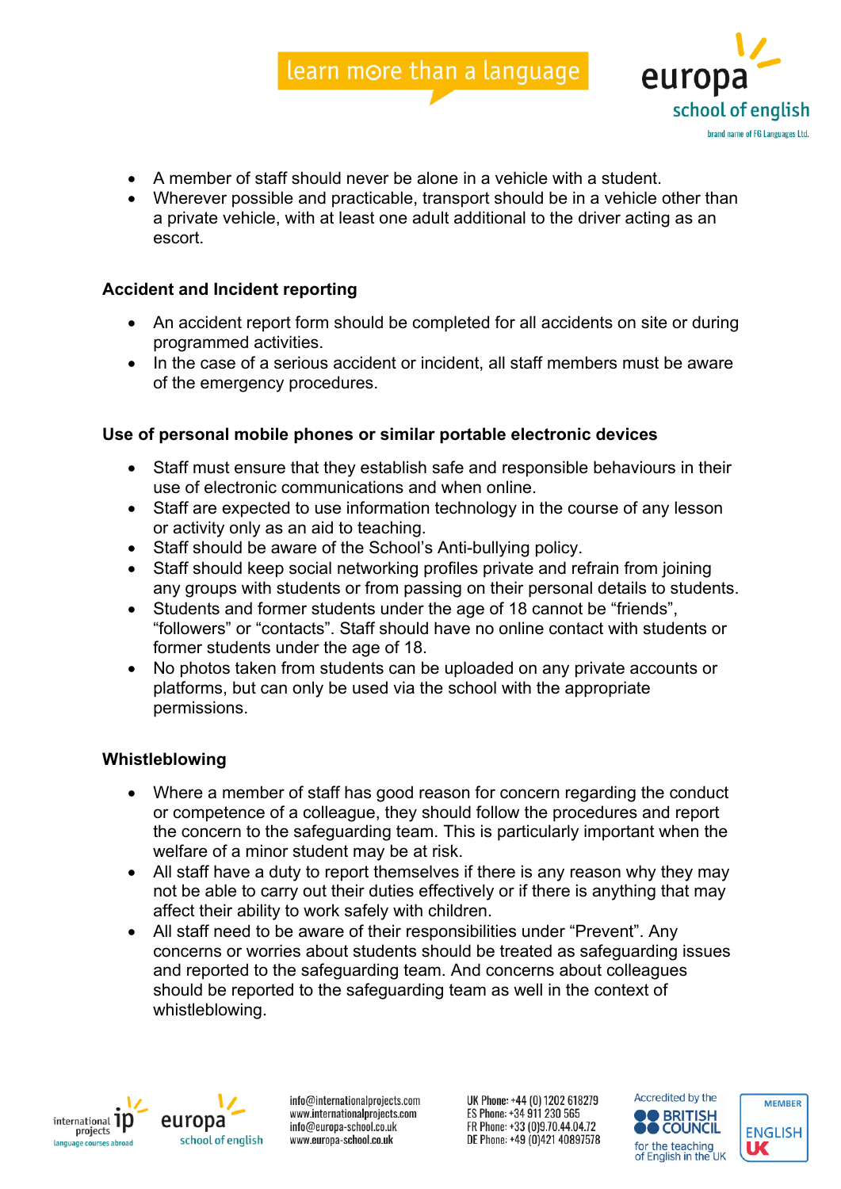- A member of staff should never be alone in a vehicle with a student.
- Wherever possible and practicable, transport should be in a vehicle other than a private vehicle, with at least one adult additional to the driver acting as an escort.

**Accident and Incident reporting**

- An accident report form should be completed for all accidents on site or during programmed activities.
- In the case of a serious accident or incident, all staff members must be aware of the emergency procedures.

**Use of personal mobile phones or similar portable electronic devices**

- Staff must ensure that they establish safe and responsible behaviours in their use of electronic communications and when online.
- Staff are expected to use information technology in the course of any lesson or activity only as an aid to teaching.
- Staff should be aware of the School's Anti-bullying policy.
- Staff should keep social networking profiles private and refrain from joining any groups with students or from passing on their personal details to students.
- Students and former students under the age of 18 cannot be "friends", "followers" or "contacts". Staff should have no online contact with students or former students under the age of 18.
- No photos taken from students can be uploaded on any private accounts or platforms, but can only be used via the school with the appropriate permissions.

**Whistleblowing**

- Where a member of staff has good reason for concern regarding the conduct or competence of a colleague, they should follow the procedures and report the concern to the safeguarding team. This is particularly important when the welfare of a minor student may be at risk.
- All staff have a duty to report themselves if there is any reason why they may not be able to carry out their duties effectively or if there is anything that may affect their ability to work safely with children.
- All staff need to be aware of their responsibilities under "Prevent". Any concerns or worries about students should be treated as safeguarding issues and reported to the safeguarding team. And concerns about colleagues should be reported to the safeguarding team as well in the context of whistleblowing.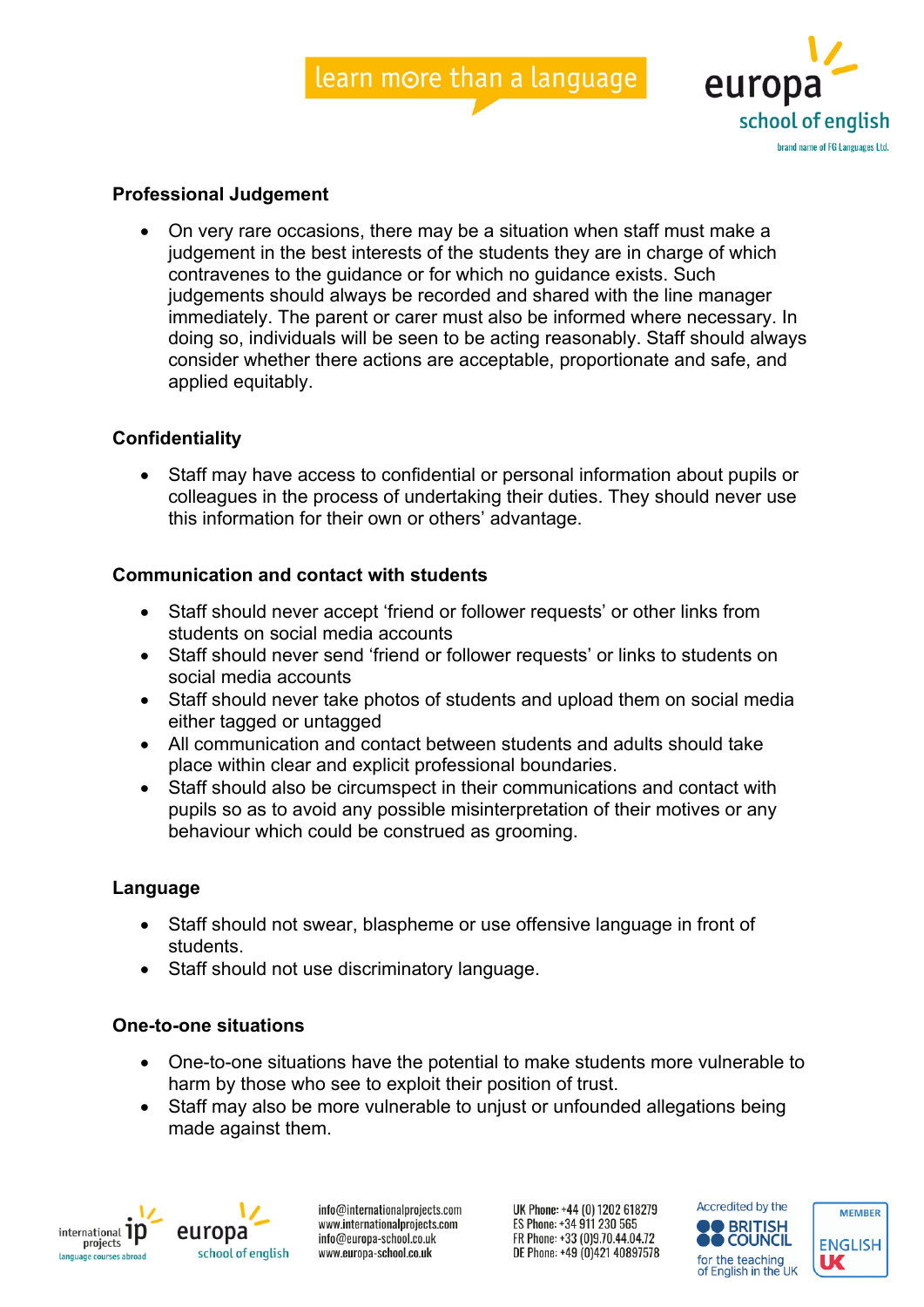## Professional Judgement

- On very rare occasions, there may be a situation when staff must make a judgement in the best interests of the students they are in charge of which contravenes to the guidance or for which no guidance exists. Such judgements should always be recorded and shared with the line manager immediately. The parent or carer must also be informed where necessary. In doing so, individuals will be seen to be acting reasonably. Staff should always consider whether there actions are acceptable, proportionate and safe, and applied equitably.

## Confidentiality

- Staff may have access to confidential or personal information about pupils or colleagues in the process of undertaking their duties. They should never use this information for their own or others' advantage.

## Communication and contact with students

- Staff should never accept 'friend or follower requests' or other links from students on social media accounts
- Staff should never send 'friend or follower requests' or links to students on social media accounts
- Staff should never take photos of students and upload them on social media either tagged or untagged
- All communication and contact between students and adults should take place within clear and explicit professional boundaries.
- Staff should also be circumspect in their communications and contact with pupils so as to avoid any possible misinterpretation of their motives or any behaviour which could be construed as grooming.

## Language

- Staff should not swear, blaspheme or use offensive language in front of students.
- Staff should not use discriminatory language.

## One-to-one situations

- One-to-one situations have the potential to make students more vulnerable to harm by those who see to exploit their position of trust.
- Staff may also be more vulnerable to unjust or unfounded allegations being made against them.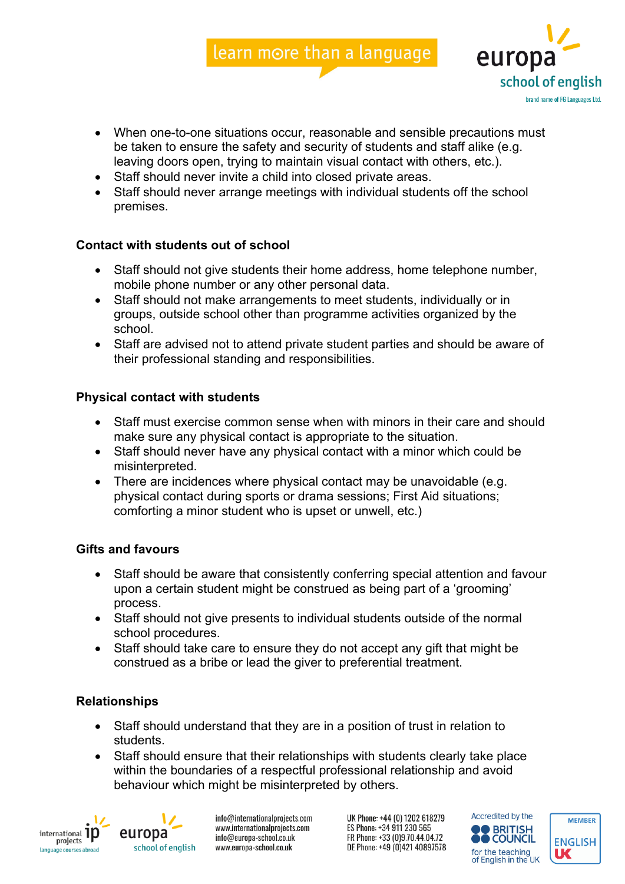- When one-to-one situations occur, reasonable and sensible precautions must be taken to ensure the safety and security of students and staff alike (e.g. leaving doors open, trying to maintain visual contact with others, etc.).
- Staff should never invite a child into closed private areas.
- Staff should never arrange meetings with individual students off the school premises.

### Contact with students out of school

- Staff should not give students their home address, home telephone number, mobile phone number or any other personal data.
- Staff should not make arrangements to meet students, individually or in groups, outside school other than programme activities organized by the school.
- Staff are advised not to attend private student parties and should be aware of their professional standing and responsibilities.

### Physical contact with students

- Staff must exercise common sense when with minors in their care and should make sure any physical contact is appropriate to the situation.
- Staff should never have any physical contact with a minor which could be misinterpreted.
- There are incidences where physical contact may be unavoidable (e.g. physical contact during sports or drama sessions; First Aid situations; comforting a minor student who is upset or unwell, etc.)

### Gifts and favours

- Staff should be aware that consistently conferring special attention and favour upon a certain student might be construed as being part of a 'grooming' process.
- Staff should not give presents to individual students outside of the normal school procedures.
- Staff should take care to ensure they do not accept any gift that might be construed as a bribe or lead the giver to preferential treatment.

### Relationships

- Staff should understand that they are in a position of trust in relation to students.
- Staff should ensure that their relationships with students clearly take place within the boundaries of a respectful professional relationship and avoid behaviour which might be misinterpreted by others.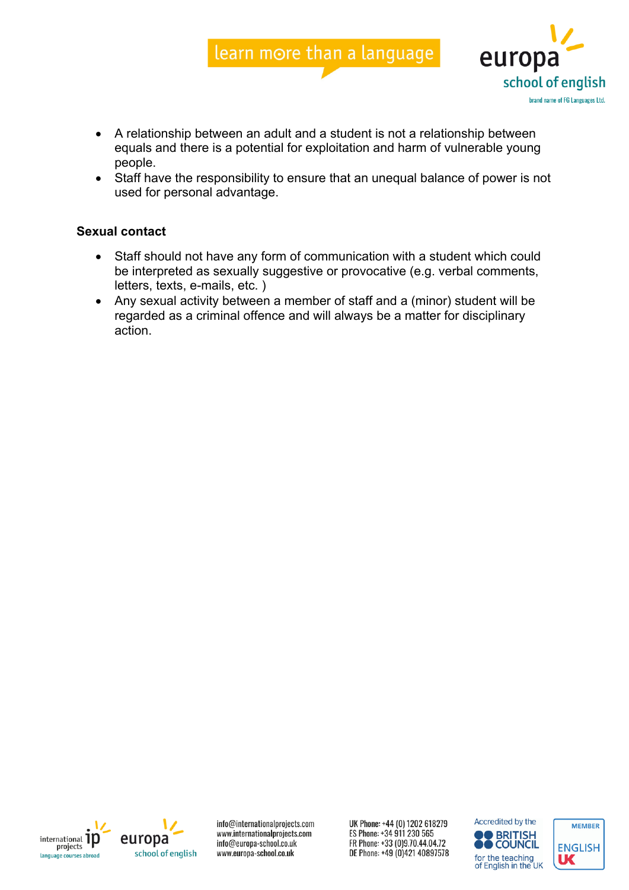- A relationship between an adult and a student is not a relationship between equals and there is a potential for exploitation and harm of vulnerable young people.
- Staff have the responsibility to ensure that an unequal balance of power is not used for personal advantage.

**Sexual contact**

- Staff should not have any form of communication with a student which could be interpreted as sexually suggestive or provocative (e.g. verbal comments, letters, texts, e-mails, etc. )
- Any sexual activity between a member of staff and a (minor) student will be regarded as a criminal offence and will always be a matter for disciplinary action.